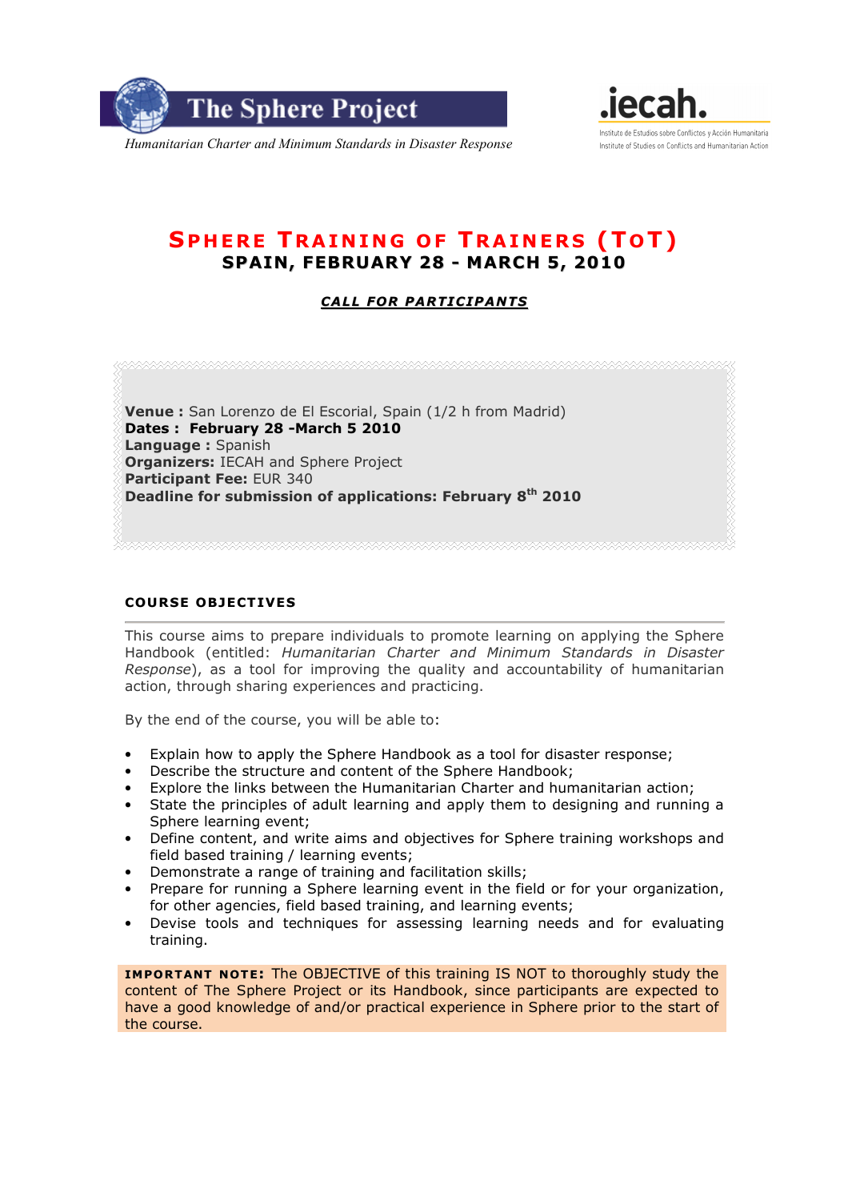The Sphere Project

*Humanitarian Charter and Minimum Standards in Disaster Response*

.iecah.

Instituto de Estudios sobre Conflictos y Acción Humanitaria
Institute of Studies on Conflicts and Humanitarian Action

# SPHERE TRAINING OF TRAINERS (ToT)

## SPAIN, FEBRUARY 28 - MARCH 5, 2010

***CALL FOR PARTICIPANTS***

**Venue :** San Lorenzo de El Escorial, Spain (1/2 h from Madrid)
**Dates : February 28 -March 5 2010**
**Language :** Spanish
**Organizers:** IECAH and Sphere Project
**Participant Fee:** EUR 340
**Deadline for submission of applications: February 8th 2010**

### COURSE OBJECTIVES

This course aims to prepare individuals to promote learning on applying the Sphere Handbook (entitled: *Humanitarian Charter and Minimum Standards in Disaster Response*), as a tool for improving the quality and accountability of humanitarian action, through sharing experiences and practicing.

By the end of the course, you will be able to:

- Explain how to apply the Sphere Handbook as a tool for disaster response;
- Describe the structure and content of the Sphere Handbook;
- Explore the links between the Humanitarian Charter and humanitarian action;
- State the principles of adult learning and apply them to designing and running a Sphere learning event;
- Define content, and write aims and objectives for Sphere training workshops and field based training / learning events;
- Demonstrate a range of training and facilitation skills;
- Prepare for running a Sphere learning event in the field or for your organization, for other agencies, field based training, and learning events;
- Devise tools and techniques for assessing learning needs and for evaluating training.

**IMPORTANT NOTE:** The OBJECTIVE of this training IS NOT to thoroughly study the content of The Sphere Project or its Handbook, since participants are expected to have a good knowledge of and/or practical experience in Sphere prior to the start of the course.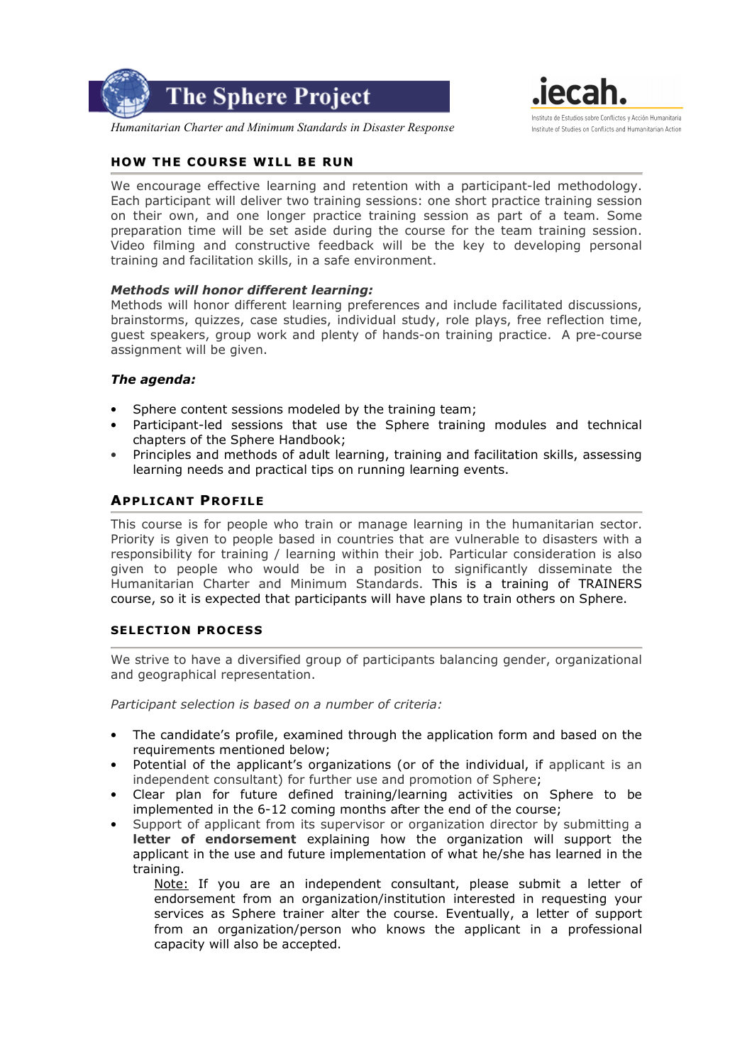## HOW THE COURSE WILL BE RUN

We encourage effective learning and retention with a participant-led methodology. Each participant will deliver two training sessions: one short practice training session on their own, and one longer practice training session as part of a team. Some preparation time will be set aside during the course for the team training session. Video filming and constructive feedback will be the key to developing personal training and facilitation skills, in a safe environment.

***Methods will honor different learning:***

Methods will honor different learning preferences and include facilitated discussions, brainstorms, quizzes, case studies, individual study, role plays, free reflection time, guest speakers, group work and plenty of hands-on training practice. A pre-course assignment will be given.

***The agenda:***

- Sphere content sessions modeled by the training team;
- Participant-led sessions that use the Sphere training modules and technical chapters of the Sphere Handbook;
- Principles and methods of adult learning, training and facilitation skills, assessing learning needs and practical tips on running learning events.

## APPLICANT PROFILE

This course is for people who train or manage learning in the humanitarian sector. Priority is given to people based in countries that are vulnerable to disasters with a responsibility for training / learning within their job. Particular consideration is also given to people who would be in a position to significantly disseminate the Humanitarian Charter and Minimum Standards. This is a training of TRAINERS course, so it is expected that participants will have plans to train others on Sphere.

## SELECTION PROCESS

We strive to have a diversified group of participants balancing gender, organizational and geographical representation.

*Participant selection is based on a number of criteria:*

- The candidate's profile, examined through the application form and based on the requirements mentioned below;
- Potential of the applicant's organizations (or of the individual, if applicant is an independent consultant) for further use and promotion of Sphere;
- Clear plan for future defined training/learning activities on Sphere to be implemented in the 6-12 coming months after the end of the course;
- Support of applicant from its supervisor or organization director by submitting a **letter of endorsement** explaining how the organization will support the applicant in the use and future implementation of what he/she has learned in the training.

  Note: If you are an independent consultant, please submit a letter of endorsement from an organization/institution interested in requesting your services as Sphere trainer alter the course. Eventually, a letter of support from an organization/person who knows the applicant in a professional capacity will also be accepted.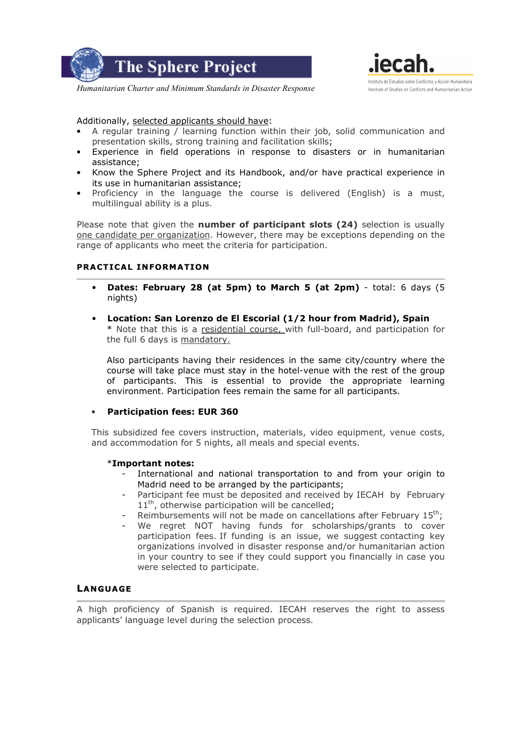Additionally, selected applicants should have:

- A regular training / learning function within their job, solid communication and presentation skills, strong training and facilitation skills;
- Experience in field operations in response to disasters or in humanitarian assistance;
- Know the Sphere Project and its Handbook, and/or have practical experience in its use in humanitarian assistance;
- Proficiency in the language the course is delivered (English) is a must, multilingual ability is a plus.

Please note that given the **number of participant slots (24)** selection is usually one candidate per organization. However, there may be exceptions depending on the range of applicants who meet the criteria for participation.

## PRACTICAL INFORMATION

- **Dates: February 28 (at 5pm) to March 5 (at 2pm)** - total: 6 days (5 nights)

- **Location: San Lorenzo de El Escorial (1/2 hour from Madrid), Spain**
  * Note that this is a residential course, with full-board, and participation for the full 6 days is mandatory.

  Also participants having their residences in the same city/country where the course will take place must stay in the hotel-venue with the rest of the group of participants. This is essential to provide the appropriate learning environment. Participation fees remain the same for all participants.

- **Participation fees: EUR 360**

This subsidized fee covers instruction, materials, video equipment, venue costs, and accommodation for 5 nights, all meals and special events.

*Important notes:
- International and national transportation to and from your origin to Madrid need to be arranged by the participants;
- Participant fee must be deposited and received by IECAH by February 11th, otherwise participation will be cancelled;
- Reimbursements will not be made on cancellations after February 15th;
- We regret NOT having funds for scholarships/grants to cover participation fees. If funding is an issue, we suggest contacting key organizations involved in disaster response and/or humanitarian action in your country to see if they could support you financially in case you were selected to participate.

## LANGUAGE

A high proficiency of Spanish is required. IECAH reserves the right to assess applicants' language level during the selection process.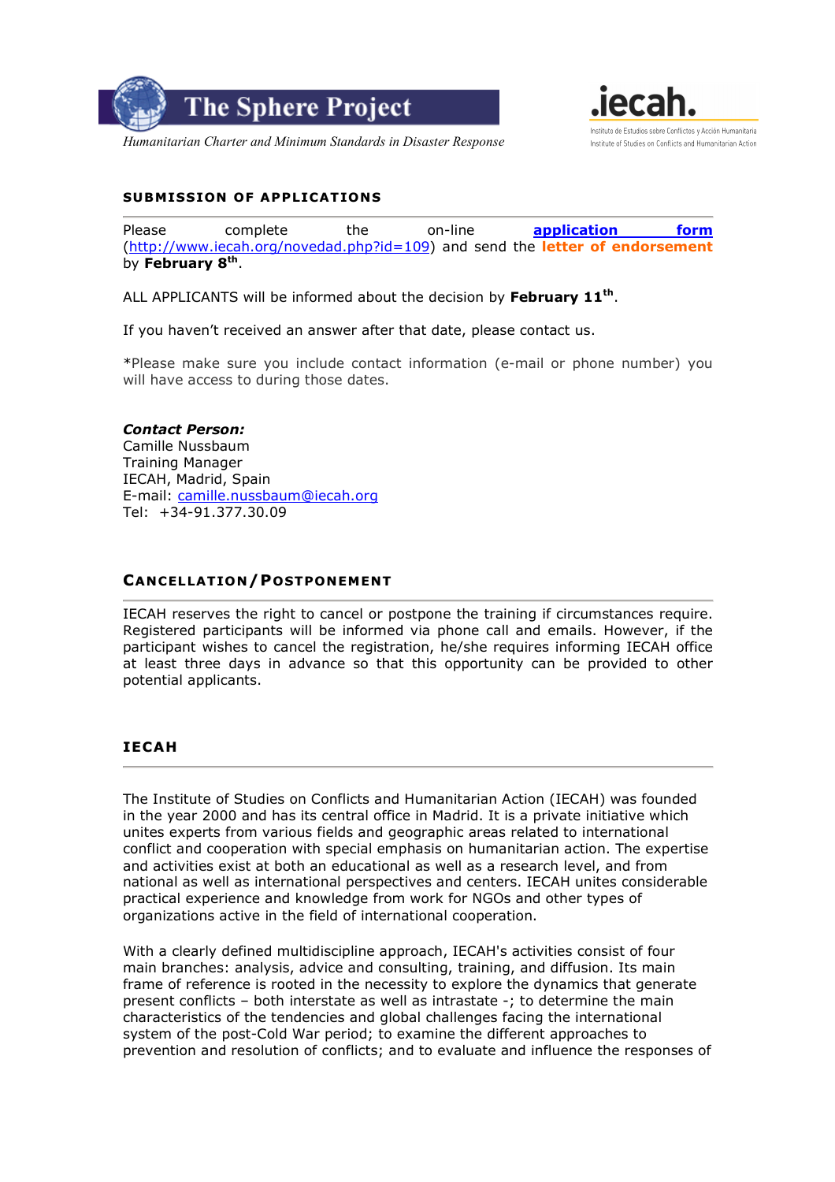## SUBMISSION OF APPLICATIONS

Please complete the on-line **application form** (http://www.iecah.org/novedad.php?id=109) and send the **letter of endorsement** by **February 8th**.

ALL APPLICANTS will be informed about the decision by **February 11th**.

If you haven't received an answer after that date, please contact us.

*Please make sure you include contact information (e-mail or phone number) you will have access to during those dates.

***Contact Person:***
Camille Nussbaum
Training Manager
IECAH, Madrid, Spain
E-mail: camille.nussbaum@iecah.org
Tel: +34-91.377.30.09

## CANCELLATION/POSTPONEMENT

IECAH reserves the right to cancel or postpone the training if circumstances require. Registered participants will be informed via phone call and emails. However, if the participant wishes to cancel the registration, he/she requires informing IECAH office at least three days in advance so that this opportunity can be provided to other potential applicants.

## IECAH

The Institute of Studies on Conflicts and Humanitarian Action (IECAH) was founded in the year 2000 and has its central office in Madrid. It is a private initiative which unites experts from various fields and geographic areas related to international conflict and cooperation with special emphasis on humanitarian action. The expertise and activities exist at both an educational as well as a research level, and from national as well as international perspectives and centers. IECAH unites considerable practical experience and knowledge from work for NGOs and other types of organizations active in the field of international cooperation.

With a clearly defined multidiscipline approach, IECAH's activities consist of four main branches: analysis, advice and consulting, training, and diffusion. Its main frame of reference is rooted in the necessity to explore the dynamics that generate present conflicts – both interstate as well as intrastate -; to determine the main characteristics of the tendencies and global challenges facing the international system of the post-Cold War period; to examine the different approaches to prevention and resolution of conflicts; and to evaluate and influence the responses of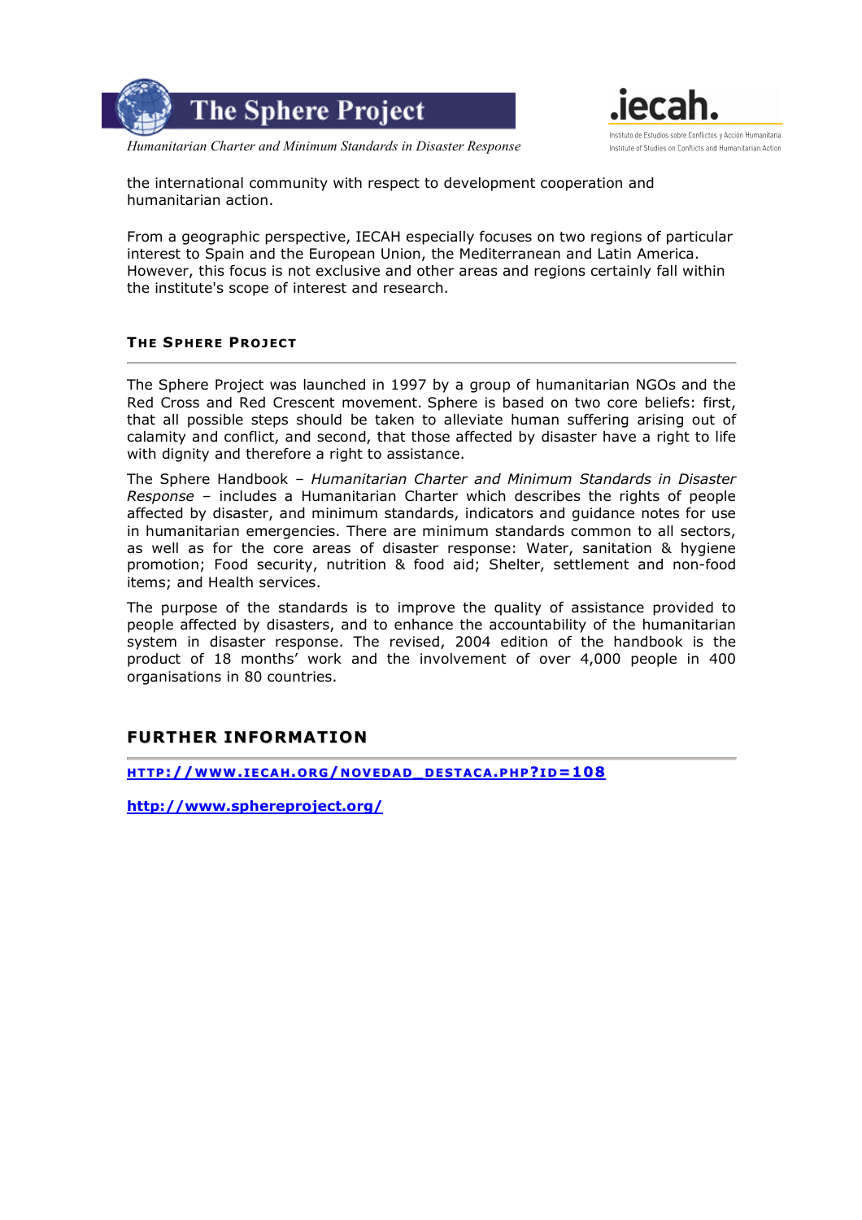the international community with respect to development cooperation and humanitarian action.

From a geographic perspective, IECAH especially focuses on two regions of particular interest to Spain and the European Union, the Mediterranean and Latin America. However, this focus is not exclusive and other areas and regions certainly fall within the institute's scope of interest and research.

### THE SPHERE PROJECT

The Sphere Project was launched in 1997 by a group of humanitarian NGOs and the Red Cross and Red Crescent movement. Sphere is based on two core beliefs: first, that all possible steps should be taken to alleviate human suffering arising out of calamity and conflict, and second, that those affected by disaster have a right to life with dignity and therefore a right to assistance.

The Sphere Handbook – *Humanitarian Charter and Minimum Standards in Disaster Response* – includes a Humanitarian Charter which describes the rights of people affected by disaster, and minimum standards, indicators and guidance notes for use in humanitarian emergencies. There are minimum standards common to all sectors, as well as for the core areas of disaster response: Water, sanitation & hygiene promotion; Food security, nutrition & food aid; Shelter, settlement and non-food items; and Health services.

The purpose of the standards is to improve the quality of assistance provided to people affected by disasters, and to enhance the accountability of the humanitarian system in disaster response. The revised, 2004 edition of the handbook is the product of 18 months' work and the involvement of over 4,000 people in 400 organisations in 80 countries.

## FURTHER INFORMATION

**HTTP://WWW.IECAH.ORG/NOVEDAD_DESTACA.PHP?ID=108**

**http://www.sphereproject.org/**